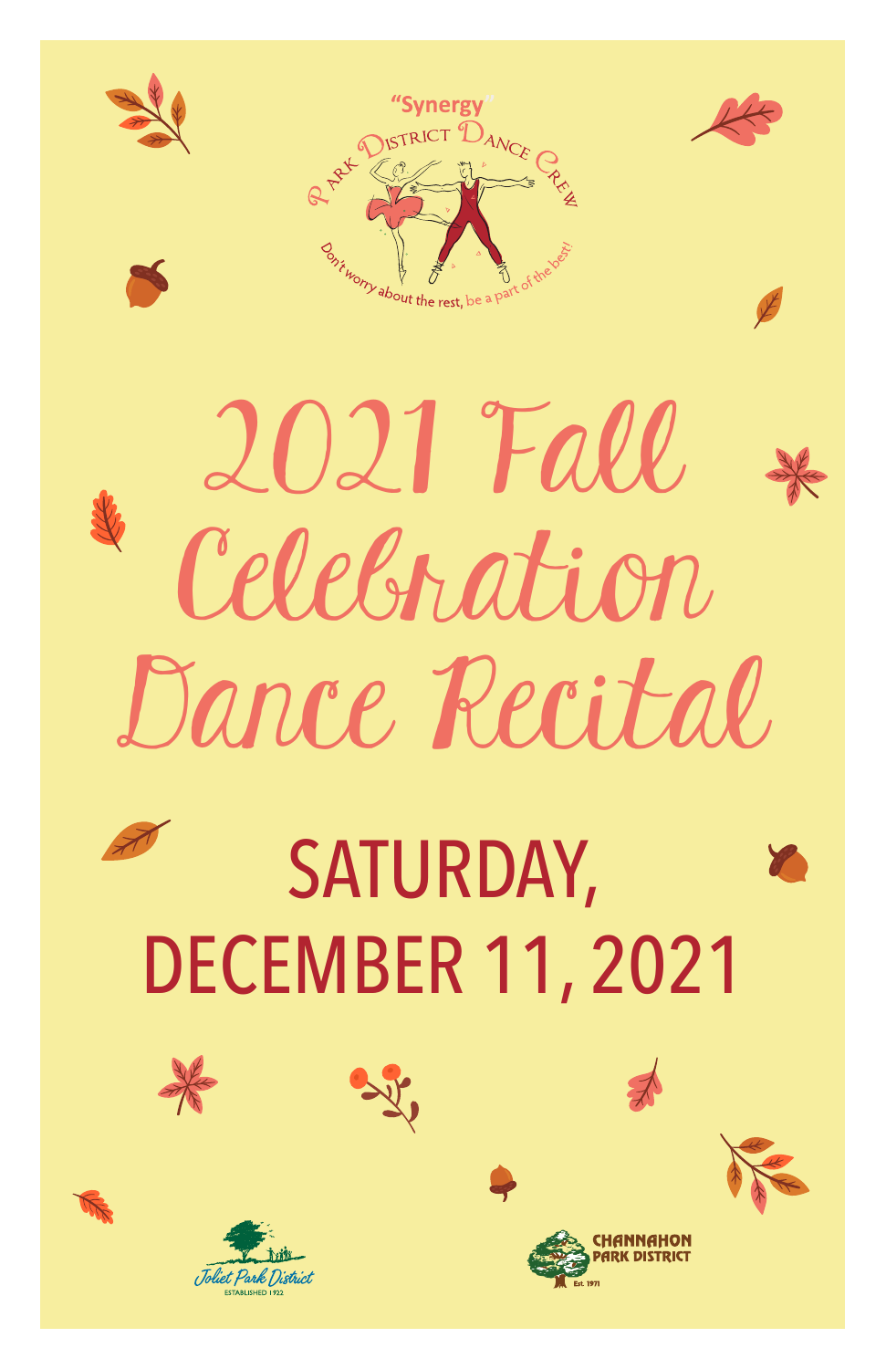"Synergy"

Park District Dance Crew

Don't worry about the rest, be a part of the best!

# 2021 Fall Celebration Dance Recital

## SATURDAY, DECEMBER 11, 2021

Joliet Park District
ESTABLISHED 1922

CHANNAHON PARK DISTRICT
Est. 1971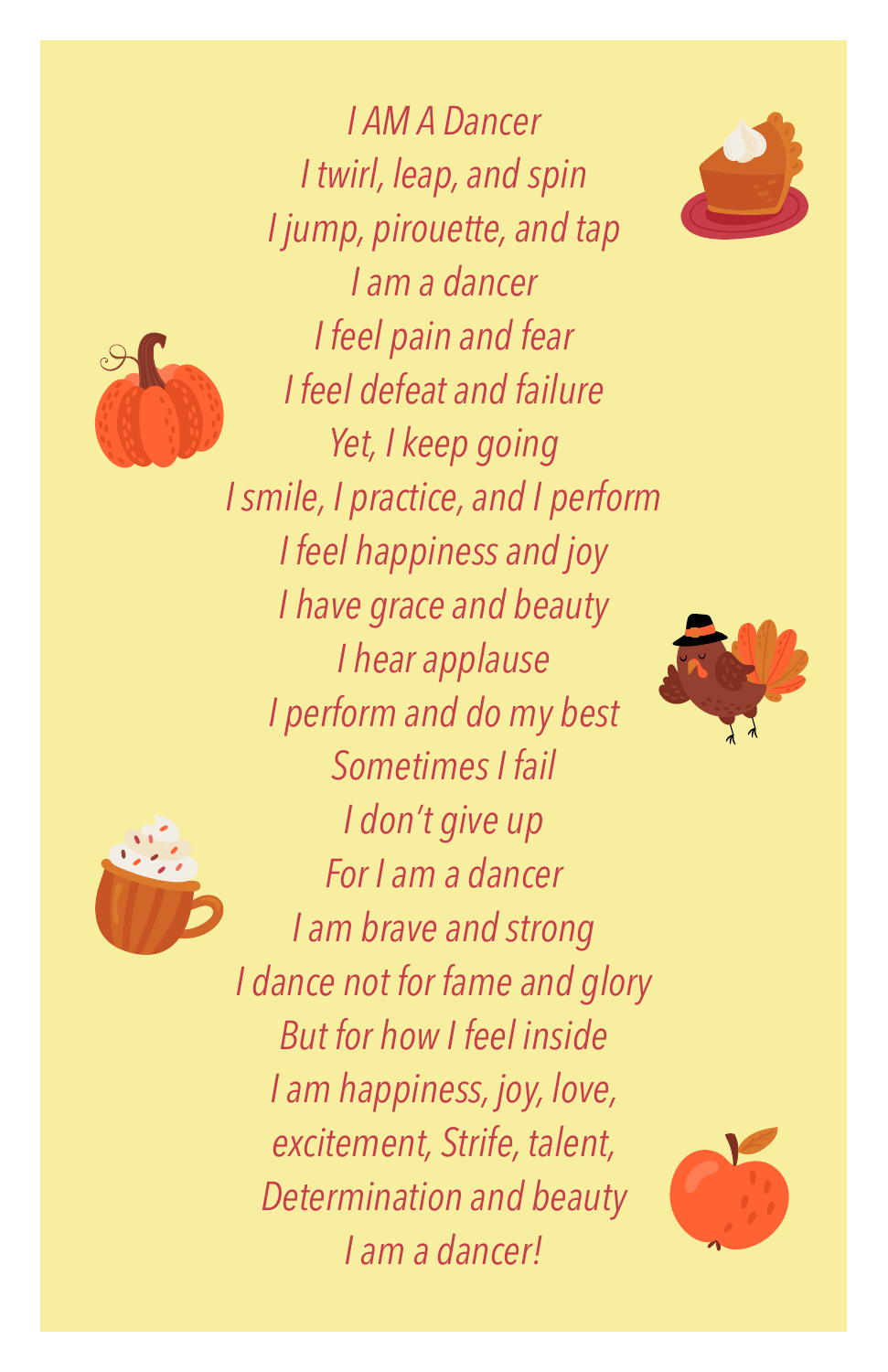*I AM A Dancer*

*I twirl, leap, and spin*
*I jump, pirouette, and tap*
*I am a dancer*
*I feel pain and fear*
*I feel defeat and failure*
*Yet, I keep going*
*I smile, I practice, and I perform*
*I feel happiness and joy*
*I have grace and beauty*
*I hear applause*
*I perform and do my best*
*Sometimes I fail*
*I don't give up*
*For I am a dancer*
*I am brave and strong*
*I dance not for fame and glory*
*But for how I feel inside*
*I am happiness, joy, love,*
*excitement, Strife, talent,*
*Determination and beauty*
*I am a dancer!*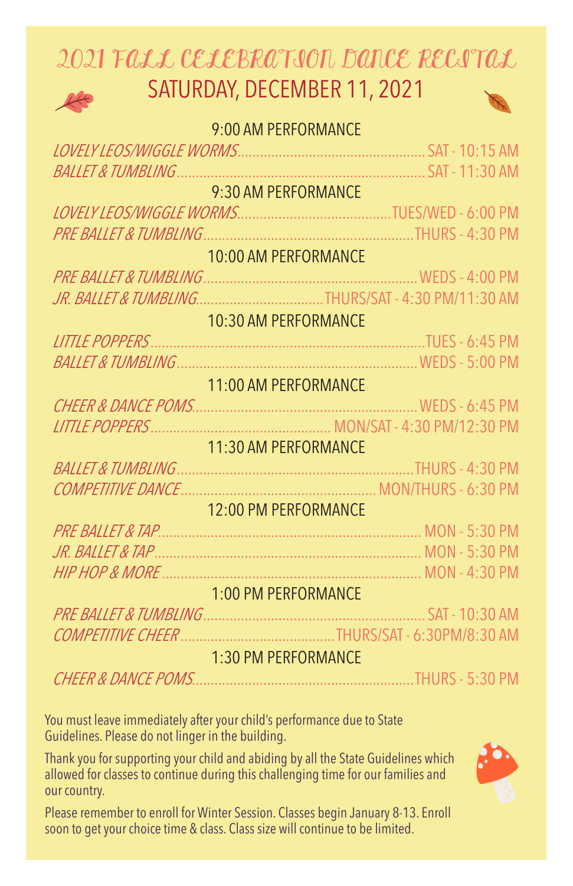# 2021 FALL CELEBRATION DANCE RECITAL

## SATURDAY, DECEMBER 11, 2021

### 9:00 AM PERFORMANCE

*LOVELY LEOS/WIGGLE WORMS*.................. SAT - 10:15 AM
*BALLET & TUMBLING*.................. SAT - 11:30 AM

### 9:30 AM PERFORMANCE

*LOVELY LEOS/WIGGLE WORMS*.................. TUES/WED - 6:00 PM
*PRE BALLET & TUMBLING*.................. THURS - 4:30 PM

### 10:00 AM PERFORMANCE

*PRE BALLET & TUMBLING*.................. WEDS - 4:00 PM
*JR. BALLET & TUMBLING*.................. THURS/SAT - 4:30 PM/11:30 AM

### 10:30 AM PERFORMANCE

*LITTLE POPPERS*.................. TUES - 6:45 PM
*BALLET & TUMBLING*.................. WEDS - 5:00 PM

### 11:00 AM PERFORMANCE

*CHEER & DANCE POMS*.................. WEDS - 6:45 PM
*LITTLE POPPERS*.................. MON/SAT - 4:30 PM/12:30 PM

### 11:30 AM PERFORMANCE

*BALLET & TUMBLING*.................. THURS - 4:30 PM
*COMPETITIVE DANCE*.................. MON/THURS - 6:30 PM

### 12:00 PM PERFORMANCE

*PRE BALLET & TAP*.................. MON - 5:30 PM
*JR. BALLET & TAP*.................. MON - 5:30 PM
*HIP HOP & MORE*.................. MON - 4:30 PM

### 1:00 PM PERFORMANCE

*PRE BALLET & TUMBLING*.................. SAT - 10:30 AM
*COMPETITIVE CHEER*.................. THURS/SAT - 6:30PM/8:30 AM

### 1:30 PM PERFORMANCE

*CHEER & DANCE POMS*.................. THURS - 5:30 PM

You must leave immediately after your child's performance due to State Guidelines. Please do not linger in the building.

Thank you for supporting your child and abiding by all the State Guidelines which allowed for classes to continue during this challenging time for our families and our country.

Please remember to enroll for Winter Session. Classes begin January 8-13. Enroll soon to get your choice time & class. Class size will continue to be limited.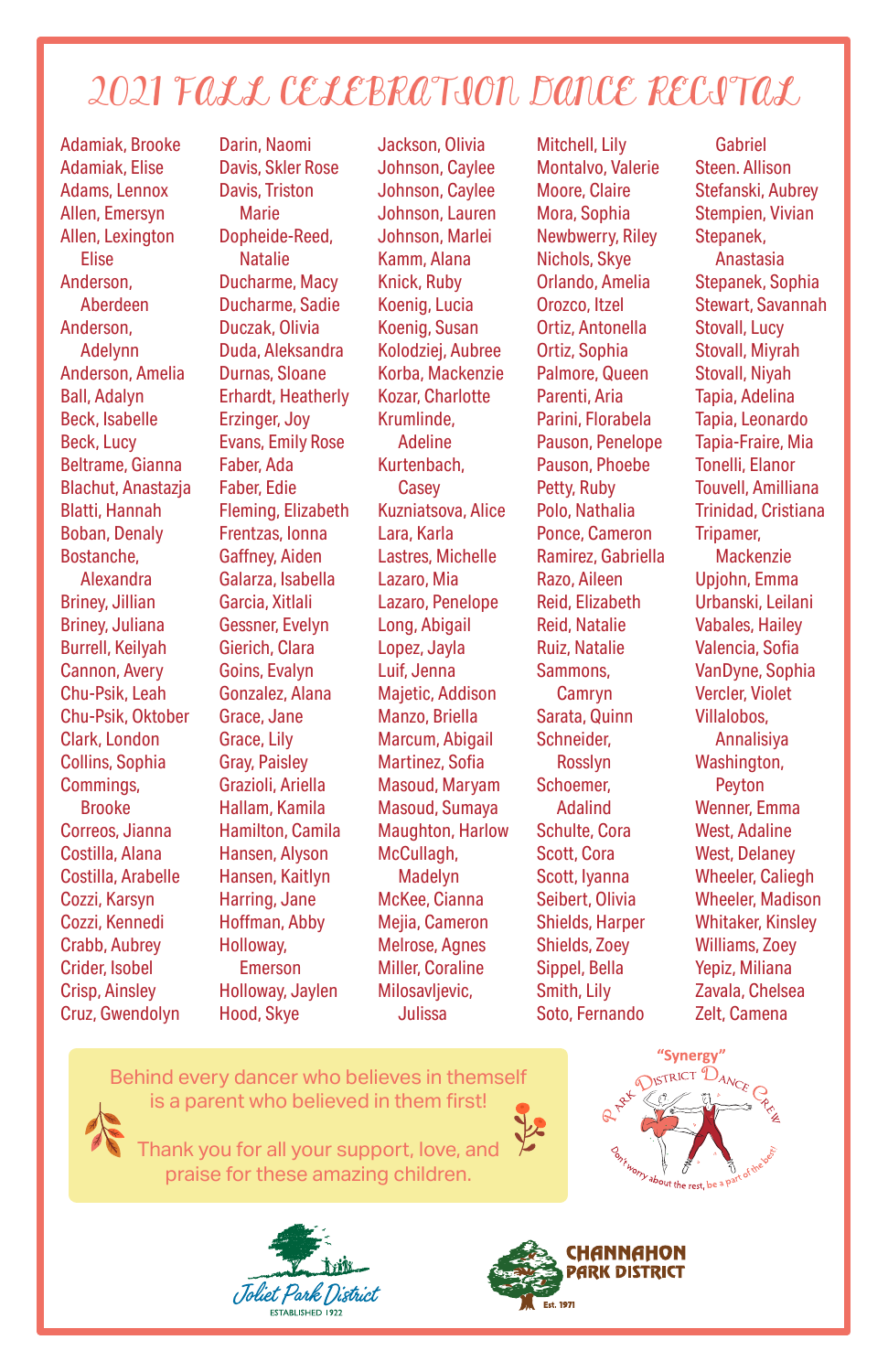# 2021 FALL CELEBRATION DANCE RECITAL

Adamiak, Brooke
Adamiak, Elise
Adams, Lennox
Allen, Emersyn
Allen, Lexington Elise
Anderson, Aberdeen
Anderson, Adelynn
Anderson, Amelia
Ball, Adalyn
Beck, Isabelle
Beck, Lucy
Beltrame, Gianna
Blachut, Anastazja
Blatti, Hannah
Boban, Denaly
Bostanche, Alexandra
Briney, Jillian
Briney, Juliana
Burrell, Keilyah
Cannon, Avery
Chu-Psik, Leah
Chu-Psik, Oktober
Clark, London
Collins, Sophia
Commings, Brooke
Correos, Jianna
Costilla, Alana
Costilla, Arabelle
Cozzi, Karsyn
Cozzi, Kennedi
Crabb, Aubrey
Crider, Isobel
Crisp, Ainsley
Cruz, Gwendolyn
Darin, Naomi
Davis, Skler Rose
Davis, Triston Marie
Dopheide-Reed, Natalie
Ducharme, Macy
Ducharme, Sadie
Duczak, Olivia
Duda, Aleksandra
Durnas, Sloane
Erhardt, Heatherly
Erzinger, Joy
Evans, Emily Rose
Faber, Ada
Faber, Edie
Fleming, Elizabeth
Frentzas, Ionna
Gaffney, Aiden
Galarza, Isabella
Garcia, Xitlali
Gessner, Evelyn
Gierich, Clara
Goins, Evalyn
Gonzalez, Alana
Grace, Jane
Grace, Lily
Gray, Paisley
Grazioli, Ariella
Hallam, Kamila
Hamilton, Camila
Hansen, Alyson
Hansen, Kaitlyn
Harring, Jane
Hoffman, Abby
Holloway, Emerson
Holloway, Jaylen
Hood, Skye
Jackson, Olivia
Johnson, Caylee
Johnson, Caylee
Johnson, Lauren
Johnson, Marlei
Kamm, Alana
Knick, Ruby
Koenig, Lucia
Koenig, Susan
Kolodziej, Aubree
Korba, Mackenzie
Kozar, Charlotte
Krumlinde, Adeline
Kurtenbach, Casey
Kuzniatsova, Alice
Lara, Karla
Lastres, Michelle
Lazaro, Mia
Lazaro, Penelope
Long, Abigail
Lopez, Jayla
Luif, Jenna
Majetic, Addison
Manzo, Briella
Marcum, Abigail
Martinez, Sofia
Masoud, Maryam
Masoud, Sumaya
Maughton, Harlow
McCullagh, Madelyn
McKee, Cianna
Mejia, Cameron
Melrose, Agnes
Miller, Coraline
Milosavljevic, Julissa
Mitchell, Lily
Montalvo, Valerie
Moore, Claire
Mora, Sophia
Newbwerry, Riley
Nichols, Skye
Orlando, Amelia
Orozco, Itzel
Ortiz, Antonella
Ortiz, Sophia
Palmore, Queen
Parenti, Aria
Parini, Florabela
Pauson, Penelope
Pauson, Phoebe
Petty, Ruby
Polo, Nathalia
Ponce, Cameron
Ramirez, Gabriella
Razo, Aileen
Reid, Elizabeth
Reid, Natalie
Ruiz, Natalie
Sammons, Camryn
Sarata, Quinn
Schneider, Rosslyn
Schoemer, Adalind
Schulte, Cora
Scott, Cora
Scott, Iyanna
Seibert, Olivia
Shields, Harper
Shields, Zoey
Sippel, Bella
Smith, Lily
Soto, Fernando Gabriel
Steen. Allison
Stefanski, Aubrey
Stempien, Vivian
Stepanek, Anastasia
Stepanek, Sophia
Stewart, Savannah
Stovall, Lucy
Stovall, Miyrah
Stovall, Niyah
Tapia, Adelina
Tapia, Leonardo
Tapia-Fraire, Mia
Tonelli, Elanor
Touvell, Amilliana
Trinidad, Cristiana
Tripamer, Mackenzie
Upjohn, Emma
Urbanski, Leilani
Vabales, Hailey
Valencia, Sofia
VanDyne, Sophia
Vercler, Violet
Villalobos, Annalisiya
Washington, Peyton
Wenner, Emma
West, Adaline
West, Delaney
Wheeler, Caliegh
Wheeler, Madison
Whitaker, Kinsley
Williams, Zoey
Yepiz, Miliana
Zavala, Chelsea
Zelt, Camena

Behind every dancer who believes in themself is a parent who believed in them first!

Thank you for all your support, love, and praise for these amazing children.

"Synergy" Park District Dance Crew

Don't worry about the rest, be a part of the best!

Joliet Park District ESTABLISHED 1922

CHANNAHON PARK DISTRICT Est. 1971